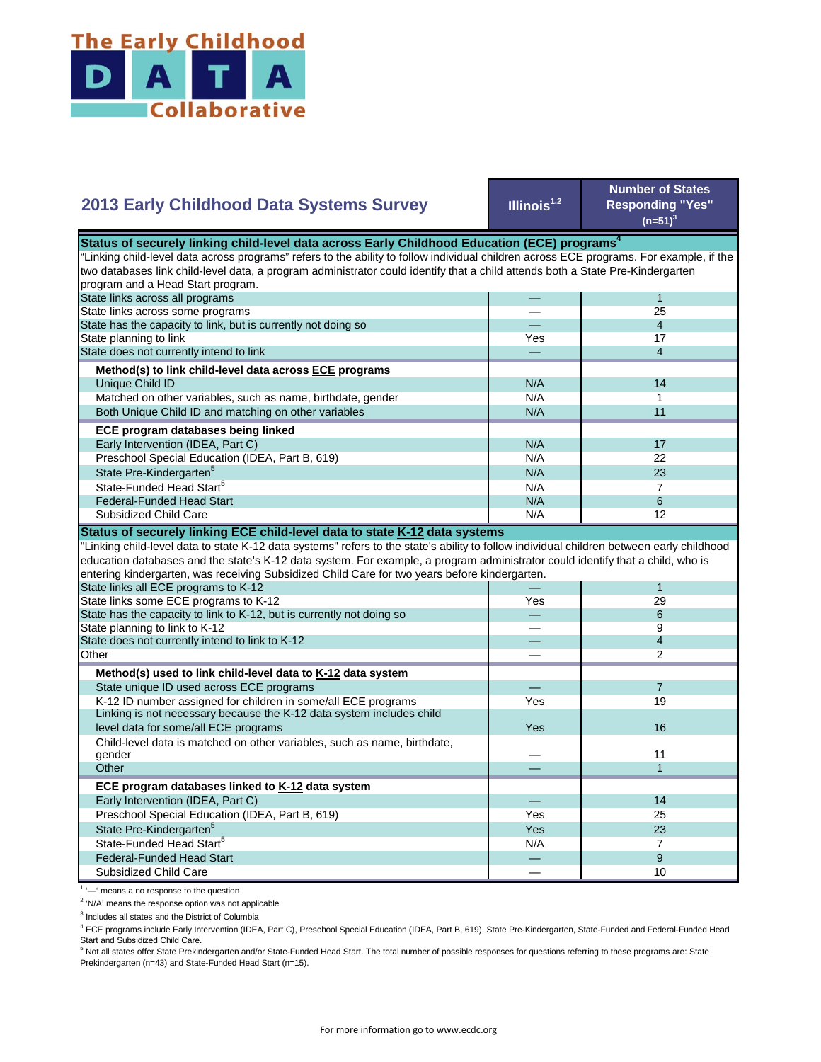# The Early Childhood DATA Collaborative

## 2013 Early Childhood Data Systems Survey

| 2013 Early Childhood Data Systems Survey | Illinois[1,2] | Number of States Responding "Yes" (n=51)[3] |
|---|---|---|
| **Status of securely linking child-level data across Early Childhood Education (ECE) programs[4]** | | |
| "Linking child-level data across programs" refers to the ability to follow individual children across ECE programs. For example, if the two databases link child-level data, a program administrator could identify that a child attends both a State Pre-Kindergarten program and a Head Start program. | | |
| State links across all programs | — | 1 |
| State links across some programs | — | 25 |
| State has the capacity to link, but is currently not doing so | — | 4 |
| State planning to link | Yes | 17 |
| State does not currently intend to link | — | 4 |
| **Method(s) to link child-level data across ECE programs** | | |
| Unique Child ID | N/A | 14 |
| Matched on other variables, such as name, birthdate, gender | N/A | 1 |
| Both Unique Child ID and matching on other variables | N/A | 11 |
| **ECE program databases being linked** | | |
| Early Intervention (IDEA, Part C) | N/A | 17 |
| Preschool Special Education (IDEA, Part B, 619) | N/A | 22 |
| State Pre-Kindergarten[5] | N/A | 23 |
| State-Funded Head Start[5] | N/A | 7 |
| Federal-Funded Head Start | N/A | 6 |
| Subsidized Child Care | N/A | 12 |
| **Status of securely linking ECE child-level data to state K-12 data systems** | | |
| "Linking child-level data to state K-12 data systems" refers to the state's ability to follow individual children between early childhood education databases and the state's K-12 data system. For example, a program administrator could identify that a child, who is entering kindergarten, was receiving Subsidized Child Care for two years before kindergarten. | | |
| State links all ECE programs to K-12 | — | 1 |
| State links some ECE programs to K-12 | Yes | 29 |
| State has the capacity to link to K-12, but is currently not doing so | — | 6 |
| State planning to link to K-12 | — | 9 |
| State does not currently intend to link to K-12 | — | 4 |
| Other | — | 2 |
| **Method(s) used to link child-level data to K-12 data system** | | |
| State unique ID used across ECE programs | — | 7 |
| K-12 ID number assigned for children in some/all ECE programs | Yes | 19 |
| Linking is not necessary because the K-12 data system includes child level data for some/all ECE programs | Yes | 16 |
| Child-level data is matched on other variables, such as name, birthdate, gender | — | 11 |
| Other | — | 1 |
| **ECE program databases linked to K-12 data system** | | |
| Early Intervention (IDEA, Part C) | — | 14 |
| Preschool Special Education (IDEA, Part B, 619) | Yes | 25 |
| State Pre-Kindergarten[5] | Yes | 23 |
| State-Funded Head Start[5] | N/A | 7 |
| Federal-Funded Head Start | — | 9 |
| Subsidized Child Care | — | 10 |

[1] '—' means a no response to the question

[2] 'N/A' means the response option was not applicable

[3] Includes all states and the District of Columbia

[4] ECE programs include Early Intervention (IDEA, Part C), Preschool Special Education (IDEA, Part B, 619), State Pre-Kindergarten, State-Funded and Federal-Funded Head Start and Subsidized Child Care.

[5] Not all states offer State Prekindergarten and/or State-Funded Head Start. The total number of possible responses for questions referring to these programs are: State Prekindergarten (n=43) and State-Funded Head Start (n=15).

For more information go to www.ecdc.org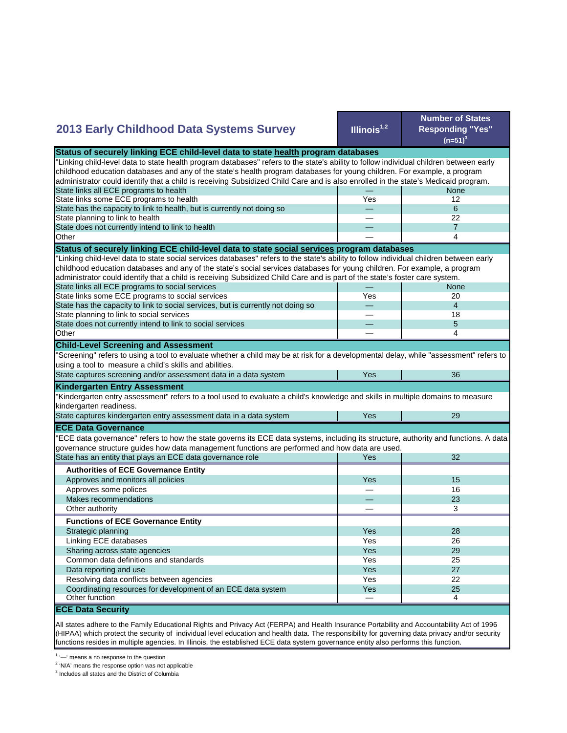## 2013 Early Childhood Data Systems Survey

| | Illinois[1,2] | Number of States Responding "Yes" (n=51)[3] |
|---|---|---|
| **Status of securely linking ECE child-level data to state health program databases** | | |
| "Linking child-level data to state health program databases" refers to the state's ability to follow individual children between early childhood education databases and any of the state's health program databases for young children. For example, a program administrator could identify that a child is receiving Subsidized Child Care and is also enrolled in the state's Medicaid program. | | |
| State links all ECE programs to health | — | None |
| State links some ECE programs to health | Yes | 12 |
| State has the capacity to link to health, but is currently not doing so | — | 6 |
| State planning to link to health | — | 22 |
| State does not currently intend to link to health | — | 7 |
| Other | — | 4 |
| **Status of securely linking ECE child-level data to state social services program databases** | | |
| "Linking child-level data to state social services databases" refers to the state's ability to follow individual children between early childhood education databases and any of the state's social services databases for young children. For example, a program administrator could identify that a child is receiving Subsidized Child Care and is part of the state's foster care system. | | |
| State links all ECE programs to social services | — | None |
| State links some ECE programs to social services | Yes | 20 |
| State has the capacity to link to social services, but is currently not doing so | — | 4 |
| State planning to link to social services | — | 18 |
| State does not currently intend to link to social services | — | 5 |
| Other | — | 4 |
| **Child-Level Screening and Assessment** | | |
| "Screening" refers to using a tool to evaluate whether a child may be at risk for a developmental delay, while "assessment" refers to using a tool to measure a child's skills and abilities. | | |
| State captures screening and/or assessment data in a data system | Yes | 36 |
| **Kindergarten Entry Assessment** | | |
| "Kindergarten entry assessment" refers to a tool used to evaluate a child's knowledge and skills in multiple domains to measure kindergarten readiness. | | |
| State captures kindergarten entry assessment data in a data system | Yes | 29 |
| **ECE Data Governance** | | |
| "ECE data governance" refers to how the state governs its ECE data systems, including its structure, authority and functions. A data governance structure guides how data management functions are performed and how data are used. | | |
| State has an entity that plays an ECE data governance role | Yes | 32 |
| **Authorities of ECE Governance Entity** | | |
| Approves and monitors all policies | Yes | 15 |
| Approves some polices | — | 16 |
| Makes recommendations | — | 23 |
| Other authority | — | 3 |
| **Functions of ECE Governance Entity** | | |
| Strategic planning | Yes | 28 |
| Linking ECE databases | Yes | 26 |
| Sharing across state agencies | Yes | 29 |
| Common data definitions and standards | Yes | 25 |
| Data reporting and use | Yes | 27 |
| Resolving data conflicts between agencies | Yes | 22 |
| Coordinating resources for development of an ECE data system | Yes | 25 |
| Other function | — | 4 |
| **ECE Data Security** | | |
| All states adhere to the Family Educational Rights and Privacy Act (FERPA) and Health Insurance Portability and Accountability Act of 1996 (HIPAA) which protect the security of individual level education and health data. The responsibility for governing data privacy and/or security functions resides in multiple agencies. In Illinois, the established ECE data system governance entity also performs this function. | | |

[1] '—' means a no response to the question

[2] 'N/A' means the response option was not applicable

[3] Includes all states and the District of Columbia